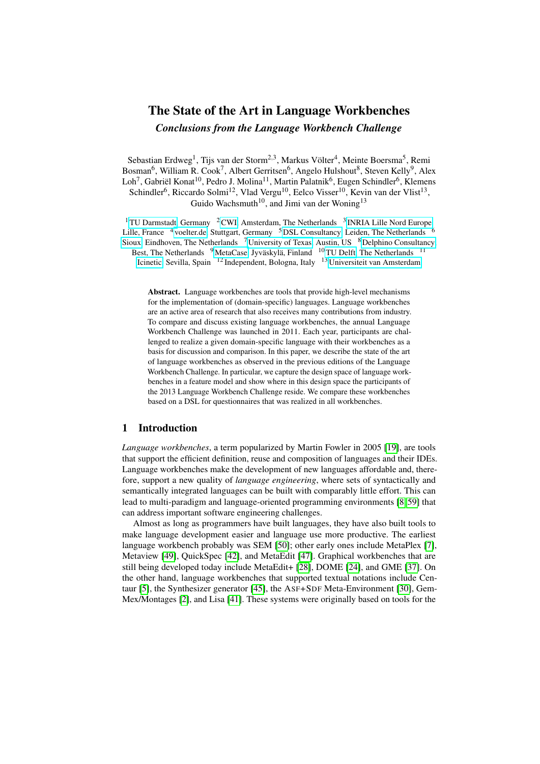# The State of the Art in Language Workbenches

## *Conclusions from the Language Workbench Challenge*

Sebastian Erdweg[1], Tijs van der Storm[2,3], Markus Völter[4], Meinte Boersma[5], Remi Bosman[6], William R. Cook[7], Albert Gerritsen[6], Angelo Hulshout[8], Steven Kelly[9], Alex Loh[7], Gabriël Konat[10], Pedro J. Molina[11], Martin Palatnik[6], Eugen Schindler[6], Klemens Schindler[6], Riccardo Solmi[12], Vlad Vergu[10], Eelco Visser[10], Kevin van der Vlist[13], Guido Wachsmuth[10], and Jimi van der Woning[13]

[1]TU Darmstadt, Germany [2]CWI, Amsterdam, The Netherlands [3]INRIA Lille Nord Europe, Lille, France [4]voelter.de, Stuttgart, Germany [5]DSL Consultancy, Leiden, The Netherlands [6]Sioux, Eindhoven, The Netherlands [7]University of Texas, Austin, US [8]Delphino Consultancy, Best, The Netherlands [9]MetaCase, Jyväskylä, Finland [10]TU Delft, The Netherlands [11]Icinetic, Sevilla, Spain [12]Independent, Bologna, Italy [13]Universiteit van Amsterdam

**Abstract.** Language workbenches are tools that provide high-level mechanisms for the implementation of (domain-specific) languages. Language workbenches are an active area of research that also receives many contributions from industry. To compare and discuss existing language workbenches, the annual Language Workbench Challenge was launched in 2011. Each year, participants are challenged to realize a given domain-specific language with their workbenches as a basis for discussion and comparison. In this paper, we describe the state of the art of language workbenches as observed in the previous editions of the Language Workbench Challenge. In particular, we capture the design space of language workbenches in a feature model and show where in this design space the participants of the 2013 Language Workbench Challenge reside. We compare these workbenches based on a DSL for questionnaires that was realized in all workbenches.

## 1 Introduction

*Language workbenches*, a term popularized by Martin Fowler in 2005 [19], are tools that support the efficient definition, reuse and composition of languages and their IDEs. Language workbenches make the development of new languages affordable and, therefore, support a new quality of *language engineering*, where sets of syntactically and semantically integrated languages can be built with comparably little effort. This can lead to multi-paradigm and language-oriented programming environments [8,59] that can address important software engineering challenges.

Almost as long as programmers have built languages, they have also built tools to make language development easier and language use more productive. The earliest language workbench probably was SEM [50]; other early ones include MetaPlex [7], Metaview [49], QuickSpec [42], and MetaEdit [47]. Graphical workbenches that are still being developed today include MetaEdit+ [28], DOME [24], and GME [37]. On the other hand, language workbenches that supported textual notations include Centaur [5], the Synthesizer generator [45], the ASF+SDF Meta-Environment [30], Gem-Mex/Montages [2], and Lisa [41]. These systems were originally based on tools for the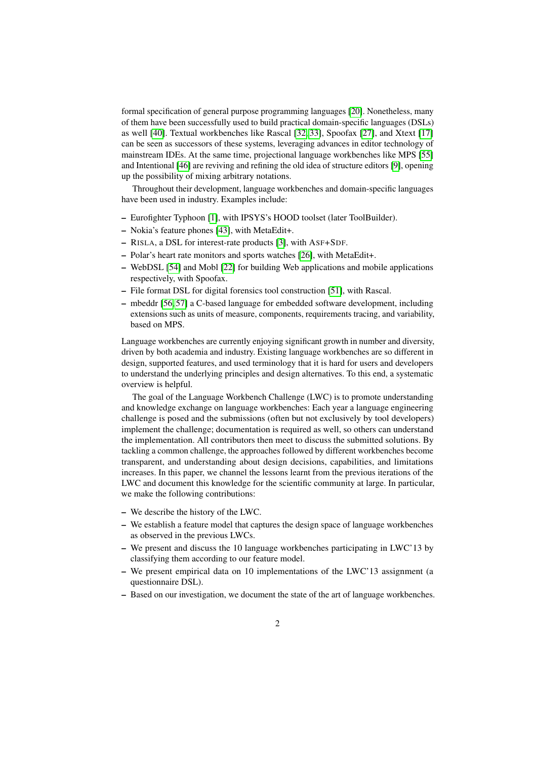formal specification of general purpose programming languages [20]. Nonetheless, many of them have been successfully used to build practical domain-specific languages (DSLs) as well [40]. Textual workbenches like Rascal [32,33], Spoofax [27], and Xtext [17] can be seen as successors of these systems, leveraging advances in editor technology of mainstream IDEs. At the same time, projectional language workbenches like MPS [55] and Intentional [46] are reviving and refining the old idea of structure editors [9], opening up the possibility of mixing arbitrary notations.

Throughout their development, language workbenches and domain-specific languages have been used in industry. Examples include:

- Eurofighter Typhoon [1], with IPSYS's HOOD toolset (later ToolBuilder).
- Nokia's feature phones [43], with MetaEdit+.
- RISLA, a DSL for interest-rate products [3], with ASF+SDF.
- Polar's heart rate monitors and sports watches [26], with MetaEdit+.
- WebDSL [54] and Mobl [22] for building Web applications and mobile applications respectively, with Spoofax.
- File format DSL for digital forensics tool construction [51], with Rascal.
- mbeddr [56,57] a C-based language for embedded software development, including extensions such as units of measure, components, requirements tracing, and variability, based on MPS.

Language workbenches are currently enjoying significant growth in number and diversity, driven by both academia and industry. Existing language workbenches are so different in design, supported features, and used terminology that it is hard for users and developers to understand the underlying principles and design alternatives. To this end, a systematic overview is helpful.

The goal of the Language Workbench Challenge (LWC) is to promote understanding and knowledge exchange on language workbenches: Each year a language engineering challenge is posed and the submissions (often but not exclusively by tool developers) implement the challenge; documentation is required as well, so others can understand the implementation. All contributors then meet to discuss the submitted solutions. By tackling a common challenge, the approaches followed by different workbenches become transparent, and understanding about design decisions, capabilities, and limitations increases. In this paper, we channel the lessons learnt from the previous iterations of the LWC and document this knowledge for the scientific community at large. In particular, we make the following contributions:

- We describe the history of the LWC.
- We establish a feature model that captures the design space of language workbenches as observed in the previous LWCs.
- We present and discuss the 10 language workbenches participating in LWC'13 by classifying them according to our feature model.
- We present empirical data on 10 implementations of the LWC'13 assignment (a questionnaire DSL).
- Based on our investigation, we document the state of the art of language workbenches.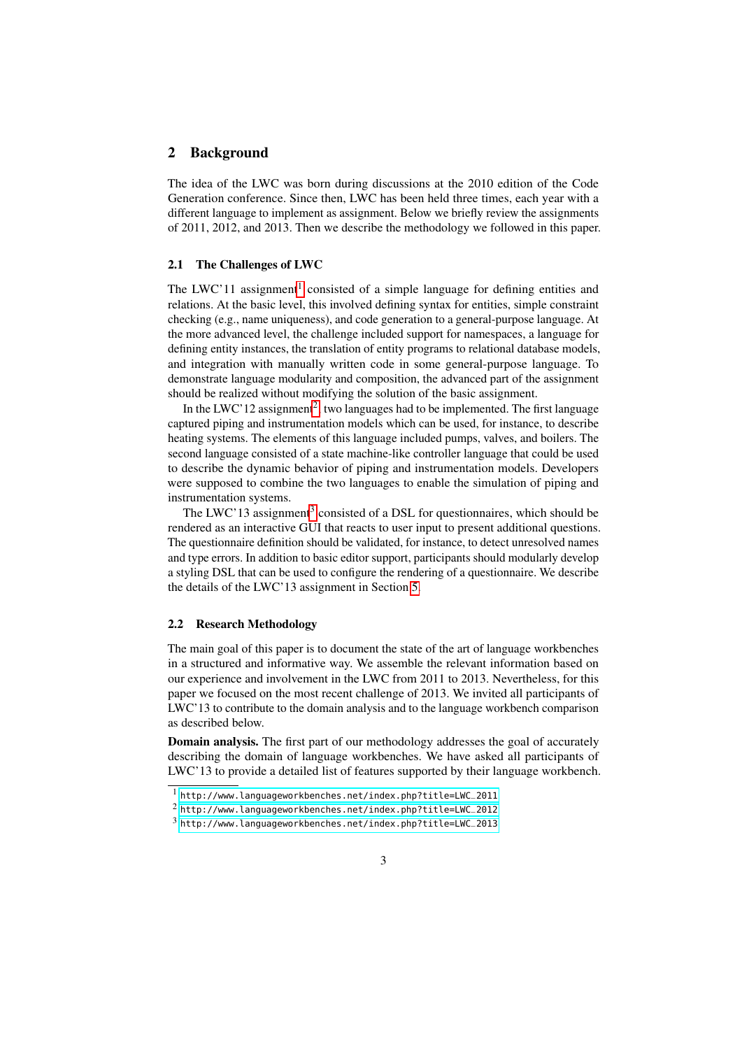## 2 Background

The idea of the LWC was born during discussions at the 2010 edition of the Code Generation conference. Since then, LWC has been held three times, each year with a different language to implement as assignment. Below we briefly review the assignments of 2011, 2012, and 2013. Then we describe the methodology we followed in this paper.

### 2.1 The Challenges of LWC

The LWC'11 assignment[1] consisted of a simple language for defining entities and relations. At the basic level, this involved defining syntax for entities, simple constraint checking (e.g., name uniqueness), and code generation to a general-purpose language. At the more advanced level, the challenge included support for namespaces, a language for defining entity instances, the translation of entity programs to relational database models, and integration with manually written code in some general-purpose language. To demonstrate language modularity and composition, the advanced part of the assignment should be realized without modifying the solution of the basic assignment.

In the LWC'12 assignment[2], two languages had to be implemented. The first language captured piping and instrumentation models which can be used, for instance, to describe heating systems. The elements of this language included pumps, valves, and boilers. The second language consisted of a state machine-like controller language that could be used to describe the dynamic behavior of piping and instrumentation models. Developers were supposed to combine the two languages to enable the simulation of piping and instrumentation systems.

The LWC'13 assignment[3] consisted of a DSL for questionnaires, which should be rendered as an interactive GUI that reacts to user input to present additional questions. The questionnaire definition should be validated, for instance, to detect unresolved names and type errors. In addition to basic editor support, participants should modularly develop a styling DSL that can be used to configure the rendering of a questionnaire. We describe the details of the LWC'13 assignment in Section 5.

### 2.2 Research Methodology

The main goal of this paper is to document the state of the art of language workbenches in a structured and informative way. We assemble the relevant information based on our experience and involvement in the LWC from 2011 to 2013. Nevertheless, for this paper we focused on the most recent challenge of 2013. We invited all participants of LWC'13 to contribute to the domain analysis and to the language workbench comparison as described below.

**Domain analysis.** The first part of our methodology addresses the goal of accurately describing the domain of language workbenches. We have asked all participants of LWC'13 to provide a detailed list of features supported by their language workbench.

[1] http://www.languageworkbenches.net/index.php?title=LWC_2011

[2] http://www.languageworkbenches.net/index.php?title=LWC_2012

[3] http://www.languageworkbenches.net/index.php?title=LWC_2013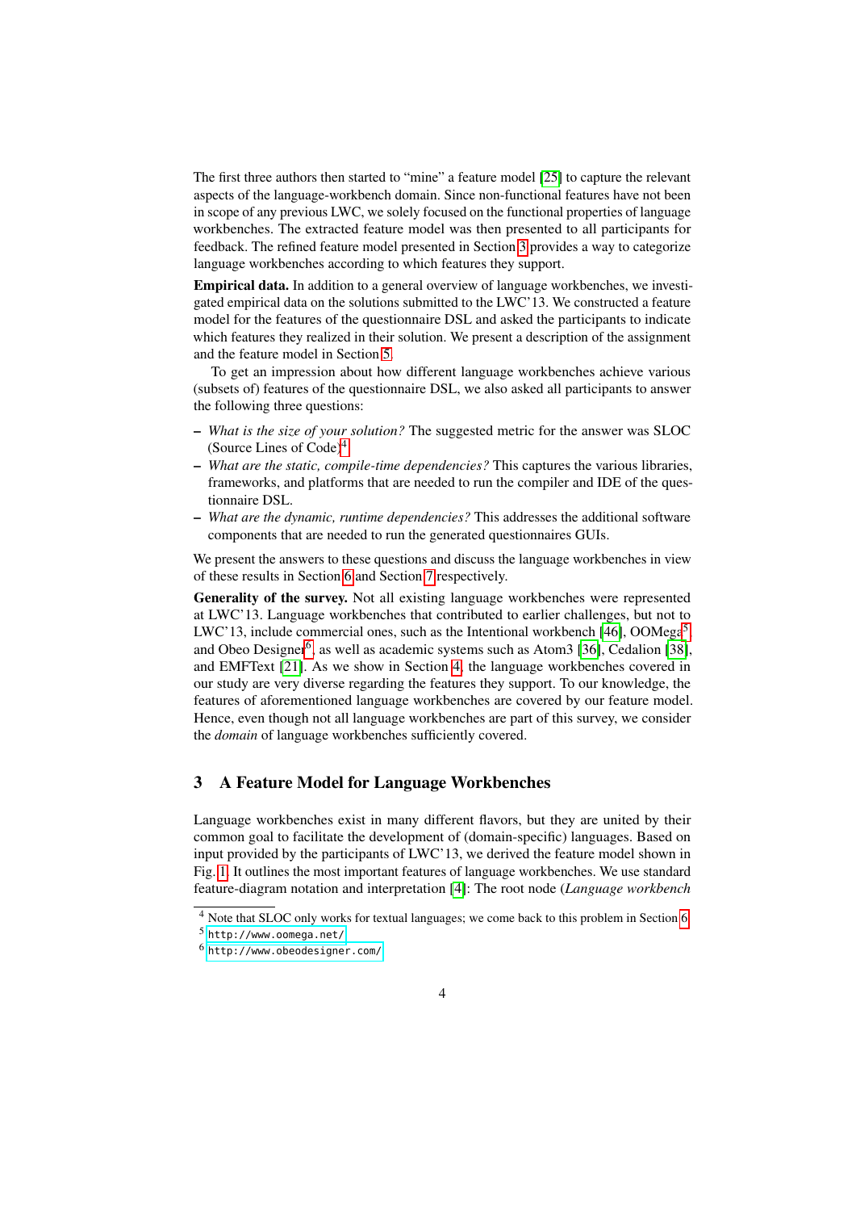The first three authors then started to "mine" a feature model [25] to capture the relevant aspects of the language-workbench domain. Since non-functional features have not been in scope of any previous LWC, we solely focused on the functional properties of language workbenches. The extracted feature model was then presented to all participants for feedback. The refined feature model presented in Section 3 provides a way to categorize language workbenches according to which features they support.

**Empirical data.** In addition to a general overview of language workbenches, we investigated empirical data on the solutions submitted to the LWC'13. We constructed a feature model for the features of the questionnaire DSL and asked the participants to indicate which features they realized in their solution. We present a description of the assignment and the feature model in Section 5.

To get an impression about how different language workbenches achieve various (subsets of) features of the questionnaire DSL, we also asked all participants to answer the following three questions:

- *What is the size of your solution?* The suggested metric for the answer was SLOC (Source Lines of Code)[4].
- *What are the static, compile-time dependencies?* This captures the various libraries, frameworks, and platforms that are needed to run the compiler and IDE of the questionnaire DSL.
- *What are the dynamic, runtime dependencies?* This addresses the additional software components that are needed to run the generated questionnaires GUIs.

We present the answers to these questions and discuss the language workbenches in view of these results in Section 6 and Section 7 respectively.

**Generality of the survey.** Not all existing language workbenches were represented at LWC'13. Language workbenches that contributed to earlier challenges, but not to LWC'13, include commercial ones, such as the Intentional workbench [46], OOMega[5], and Obeo Designer[6], as well as academic systems such as Atom3 [36], Cedalion [38], and EMFText [21]. As we show in Section 4, the language workbenches covered in our study are very diverse regarding the features they support. To our knowledge, the features of aforementioned language workbenches are covered by our feature model. Hence, even though not all language workbenches are part of this survey, we consider the *domain* of language workbenches sufficiently covered.

## 3 A Feature Model for Language Workbenches

Language workbenches exist in many different flavors, but they are united by their common goal to facilitate the development of (domain-specific) languages. Based on input provided by the participants of LWC'13, we derived the feature model shown in Fig. 1. It outlines the most important features of language workbenches. We use standard feature-diagram notation and interpretation [4]: The root node (*Language workbench*

---

[4] Note that SLOC only works for textual languages; we come back to this problem in Section 6.

[5] http://www.oomega.net/

[6] http://www.obeodesigner.com/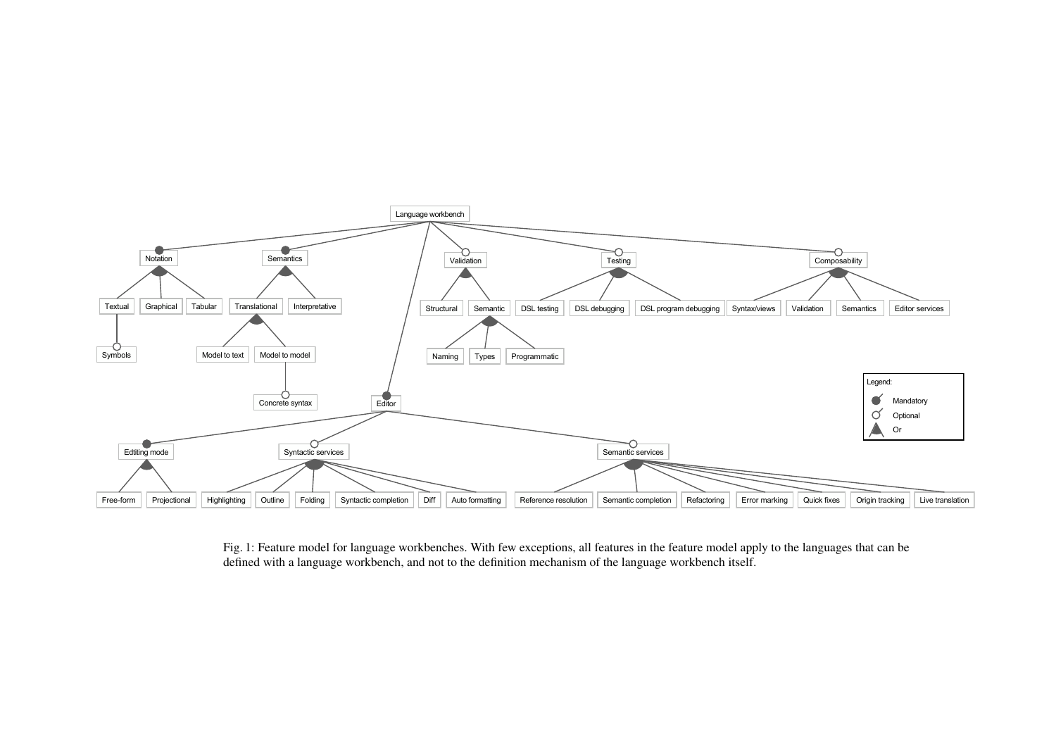Fig. 1: Feature model for language workbenches. With few exceptions, all features in the feature model apply to the languages that can be defined with a language workbench, and not to the definition mechanism of the language workbench itself.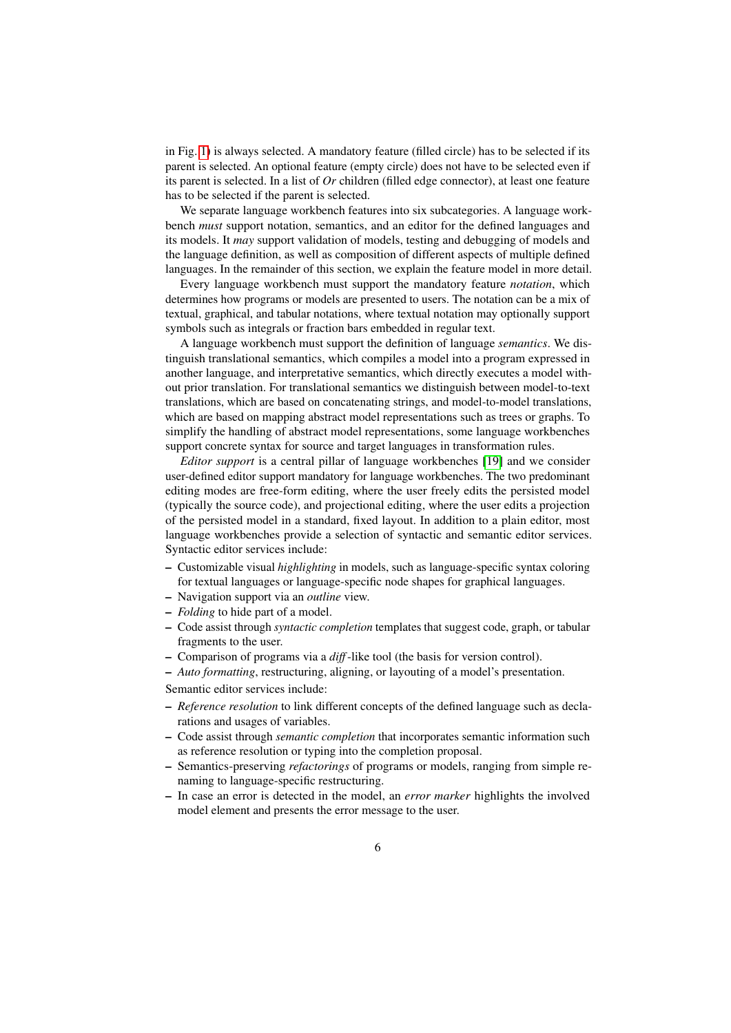in Fig. 1) is always selected. A mandatory feature (filled circle) has to be selected if its parent is selected. An optional feature (empty circle) does not have to be selected even if its parent is selected. In a list of *Or* children (filled edge connector), at least one feature has to be selected if the parent is selected.

We separate language workbench features into six subcategories. A language workbench *must* support notation, semantics, and an editor for the defined languages and its models. It *may* support validation of models, testing and debugging of models and the language definition, as well as composition of different aspects of multiple defined languages. In the remainder of this section, we explain the feature model in more detail.

Every language workbench must support the mandatory feature *notation*, which determines how programs or models are presented to users. The notation can be a mix of textual, graphical, and tabular notations, where textual notation may optionally support symbols such as integrals or fraction bars embedded in regular text.

A language workbench must support the definition of language *semantics*. We distinguish translational semantics, which compiles a model into a program expressed in another language, and interpretative semantics, which directly executes a model without prior translation. For translational semantics we distinguish between model-to-text translations, which are based on concatenating strings, and model-to-model translations, which are based on mapping abstract model representations such as trees or graphs. To simplify the handling of abstract model representations, some language workbenches support concrete syntax for source and target languages in transformation rules.

*Editor support* is a central pillar of language workbenches [19] and we consider user-defined editor support mandatory for language workbenches. The two predominant editing modes are free-form editing, where the user freely edits the persisted model (typically the source code), and projectional editing, where the user edits a projection of the persisted model in a standard, fixed layout. In addition to a plain editor, most language workbenches provide a selection of syntactic and semantic editor services. Syntactic editor services include:

- Customizable visual *highlighting* in models, such as language-specific syntax coloring for textual languages or language-specific node shapes for graphical languages.
- Navigation support via an *outline* view.
- *Folding* to hide part of a model.
- Code assist through *syntactic completion* templates that suggest code, graph, or tabular fragments to the user.
- Comparison of programs via a *diff*-like tool (the basis for version control).
- *Auto formatting*, restructuring, aligning, or layouting of a model's presentation.

Semantic editor services include:

- *Reference resolution* to link different concepts of the defined language such as declarations and usages of variables.
- Code assist through *semantic completion* that incorporates semantic information such as reference resolution or typing into the completion proposal.
- Semantics-preserving *refactorings* of programs or models, ranging from simple renaming to language-specific restructuring.
- In case an error is detected in the model, an *error marker* highlights the involved model element and presents the error message to the user.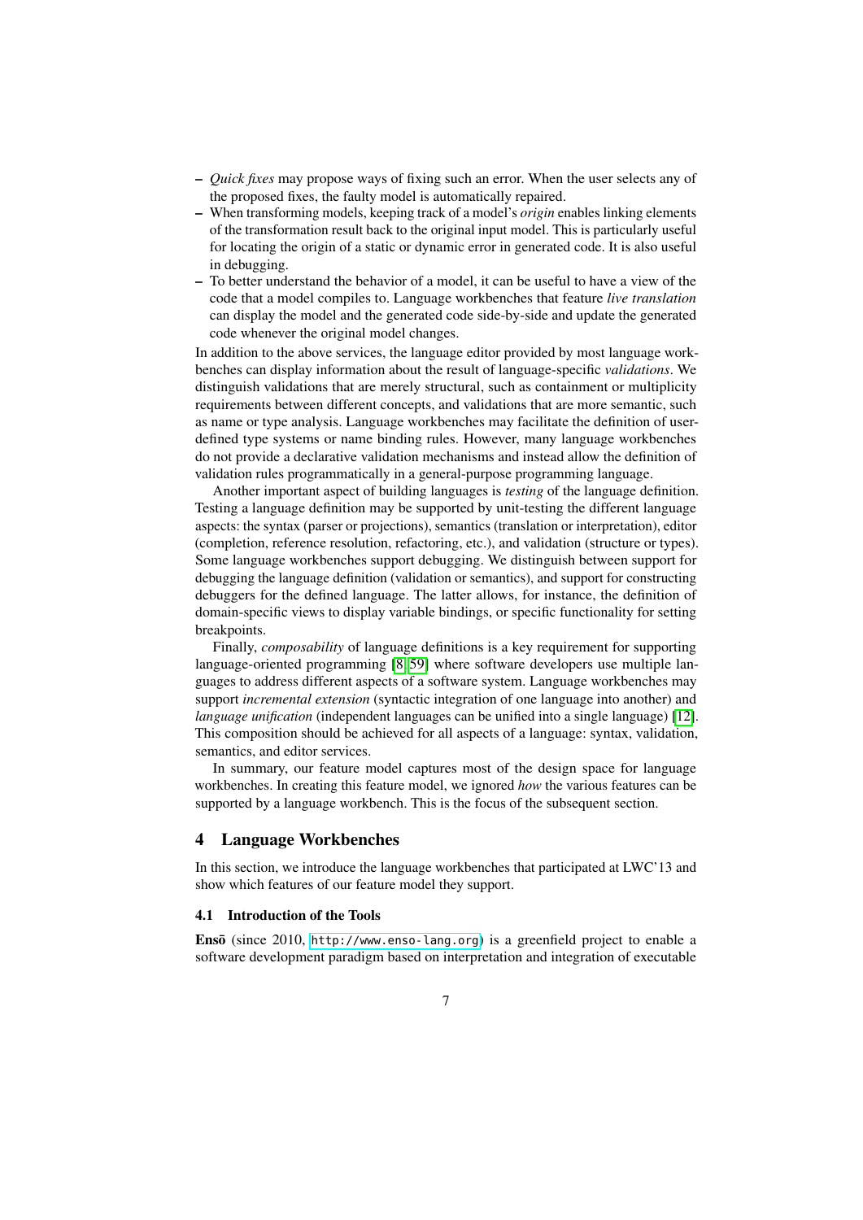- *Quick fixes* may propose ways of fixing such an error. When the user selects any of the proposed fixes, the faulty model is automatically repaired.
- When transforming models, keeping track of a model's *origin* enables linking elements of the transformation result back to the original input model. This is particularly useful for locating the origin of a static or dynamic error in generated code. It is also useful in debugging.
- To better understand the behavior of a model, it can be useful to have a view of the code that a model compiles to. Language workbenches that feature *live translation* can display the model and the generated code side-by-side and update the generated code whenever the original model changes.

In addition to the above services, the language editor provided by most language workbenches can display information about the result of language-specific *validations*. We distinguish validations that are merely structural, such as containment or multiplicity requirements between different concepts, and validations that are more semantic, such as name or type analysis. Language workbenches may facilitate the definition of user-defined type systems or name binding rules. However, many language workbenches do not provide a declarative validation mechanisms and instead allow the definition of validation rules programmatically in a general-purpose programming language.

Another important aspect of building languages is *testing* of the language definition. Testing a language definition may be supported by unit-testing the different language aspects: the syntax (parser or projections), semantics (translation or interpretation), editor (completion, reference resolution, refactoring, etc.), and validation (structure or types). Some language workbenches support debugging. We distinguish between support for debugging the language definition (validation or semantics), and support for constructing debuggers for the defined language. The latter allows, for instance, the definition of domain-specific views to display variable bindings, or specific functionality for setting breakpoints.

Finally, *composability* of language definitions is a key requirement for supporting language-oriented programming [8, 59] where software developers use multiple languages to address different aspects of a software system. Language workbenches may support *incremental extension* (syntactic integration of one language into another) and *language unification* (independent languages can be unified into a single language) [12]. This composition should be achieved for all aspects of a language: syntax, validation, semantics, and editor services.

In summary, our feature model captures most of the design space for language workbenches. In creating this feature model, we ignored *how* the various features can be supported by a language workbench. This is the focus of the subsequent section.

## 4 Language Workbenches

In this section, we introduce the language workbenches that participated at LWC'13 and show which features of our feature model they support.

### 4.1 Introduction of the Tools

**Ensō** (since 2010, http://www.enso-lang.org) is a greenfield project to enable a software development paradigm based on interpretation and integration of executable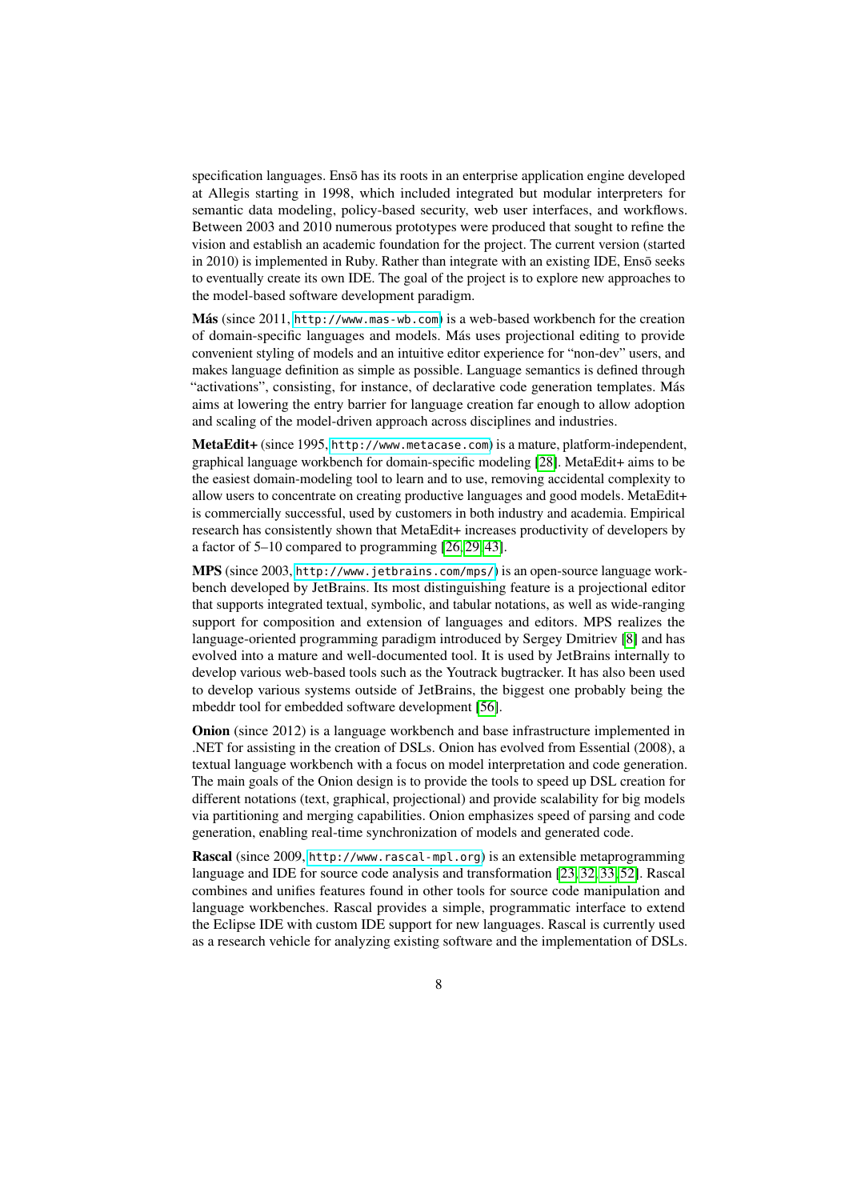specification languages. Ensō has its roots in an enterprise application engine developed at Allegis starting in 1998, which included integrated but modular interpreters for semantic data modeling, policy-based security, web user interfaces, and workflows. Between 2003 and 2010 numerous prototypes were produced that sought to refine the vision and establish an academic foundation for the project. The current version (started in 2010) is implemented in Ruby. Rather than integrate with an existing IDE, Ensō seeks to eventually create its own IDE. The goal of the project is to explore new approaches to the model-based software development paradigm.

**Más** (since 2011, `http://www.mas-wb.com`) is a web-based workbench for the creation of domain-specific languages and models. Más uses projectional editing to provide convenient styling of models and an intuitive editor experience for "non-dev" users, and makes language definition as simple as possible. Language semantics is defined through "activations", consisting, for instance, of declarative code generation templates. Más aims at lowering the entry barrier for language creation far enough to allow adoption and scaling of the model-driven approach across disciplines and industries.

**MetaEdit+** (since 1995, `http://www.metacase.com`) is a mature, platform-independent, graphical language workbench for domain-specific modeling [28]. MetaEdit+ aims to be the easiest domain-modeling tool to learn and to use, removing accidental complexity to allow users to concentrate on creating productive languages and good models. MetaEdit+ is commercially successful, used by customers in both industry and academia. Empirical research has consistently shown that MetaEdit+ increases productivity of developers by a factor of 5–10 compared to programming [26, 29, 43].

**MPS** (since 2003, `http://www.jetbrains.com/mps/`) is an open-source language workbench developed by JetBrains. Its most distinguishing feature is a projectional editor that supports integrated textual, symbolic, and tabular notations, as well as wide-ranging support for composition and extension of languages and editors. MPS realizes the language-oriented programming paradigm introduced by Sergey Dmitriev [8] and has evolved into a mature and well-documented tool. It is used by JetBrains internally to develop various web-based tools such as the Youtrack bugtracker. It has also been used to develop various systems outside of JetBrains, the biggest one probably being the mbeddr tool for embedded software development [56].

**Onion** (since 2012) is a language workbench and base infrastructure implemented in .NET for assisting in the creation of DSLs. Onion has evolved from Essential (2008), a textual language workbench with a focus on model interpretation and code generation. The main goals of the Onion design is to provide the tools to speed up DSL creation for different notations (text, graphical, projectional) and provide scalability for big models via partitioning and merging capabilities. Onion emphasizes speed of parsing and code generation, enabling real-time synchronization of models and generated code.

**Rascal** (since 2009, `http://www.rascal-mpl.org`) is an extensible metaprogramming language and IDE for source code analysis and transformation [23, 32, 33, 52]. Rascal combines and unifies features found in other tools for source code manipulation and language workbenches. Rascal provides a simple, programmatic interface to extend the Eclipse IDE with custom IDE support for new languages. Rascal is currently used as a research vehicle for analyzing existing software and the implementation of DSLs.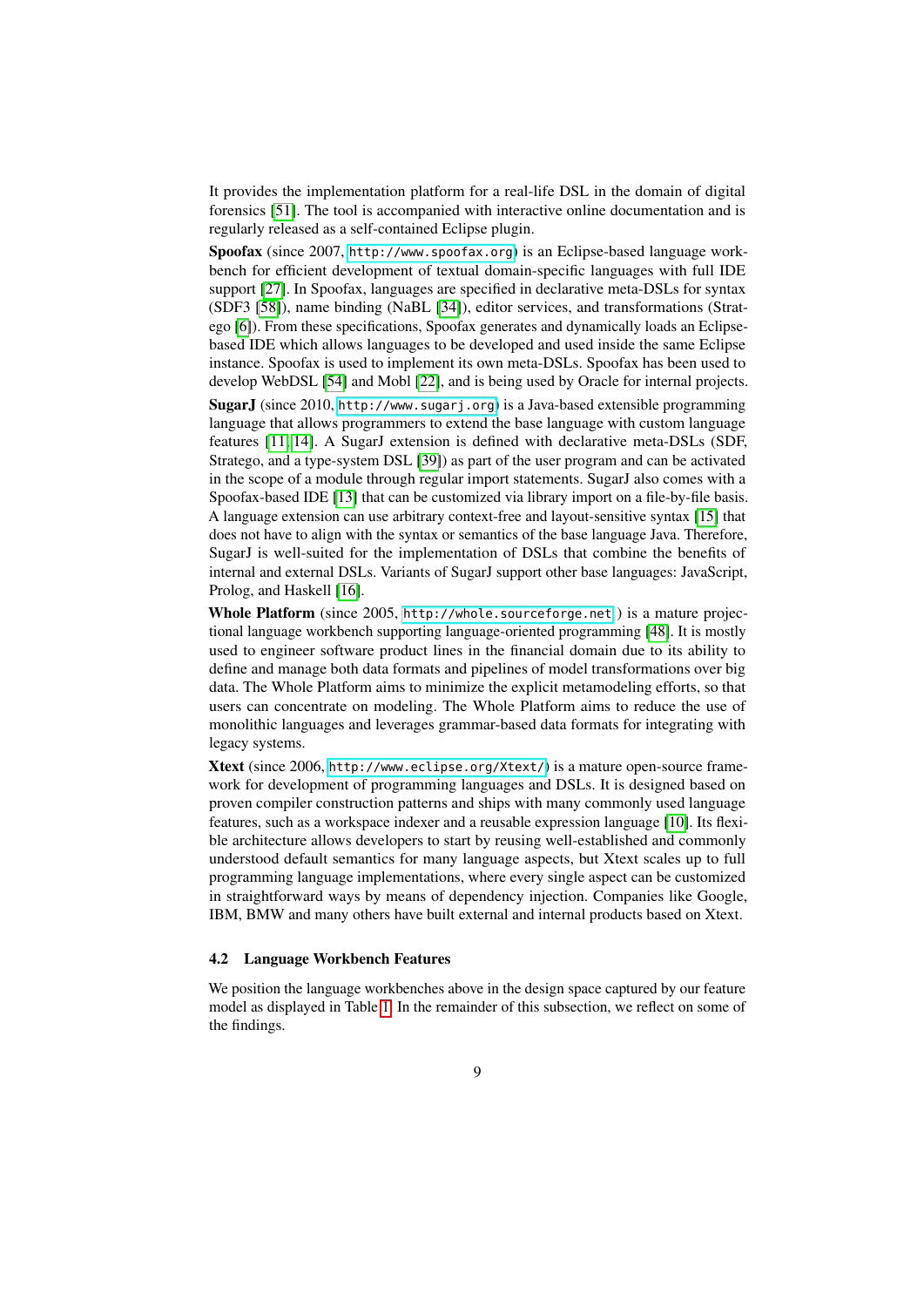It provides the implementation platform for a real-life DSL in the domain of digital forensics [51]. The tool is accompanied with interactive online documentation and is regularly released as a self-contained Eclipse plugin.

**Spoofax** (since 2007, `http://www.spoofax.org`) is an Eclipse-based language workbench for efficient development of textual domain-specific languages with full IDE support [27]. In Spoofax, languages are specified in declarative meta-DSLs for syntax (SDF3 [58]), name binding (NaBL [34]), editor services, and transformations (Stratego [6]). From these specifications, Spoofax generates and dynamically loads an Eclipse-based IDE which allows languages to be developed and used inside the same Eclipse instance. Spoofax is used to implement its own meta-DSLs. Spoofax has been used to develop WebDSL [54] and Mobl [22], and is being used by Oracle for internal projects.

**SugarJ** (since 2010, `http://www.sugarj.org`) is a Java-based extensible programming language that allows programmers to extend the base language with custom language features [11, 14]. A SugarJ extension is defined with declarative meta-DSLs (SDF, Stratego, and a type-system DSL [39]) as part of the user program and can be activated in the scope of a module through regular import statements. SugarJ also comes with a Spoofax-based IDE [13] that can be customized via library import on a file-by-file basis. A language extension can use arbitrary context-free and layout-sensitive syntax [15] that does not have to align with the syntax or semantics of the base language Java. Therefore, SugarJ is well-suited for the implementation of DSLs that combine the benefits of internal and external DSLs. Variants of SugarJ support other base languages: JavaScript, Prolog, and Haskell [16].

**Whole Platform** (since 2005, `http://whole.sourceforge.net` ) is a mature projectional language workbench supporting language-oriented programming [48]. It is mostly used to engineer software product lines in the financial domain due to its ability to define and manage both data formats and pipelines of model transformations over big data. The Whole Platform aims to minimize the explicit metamodeling efforts, so that users can concentrate on modeling. The Whole Platform aims to reduce the use of monolithic languages and leverages grammar-based data formats for integrating with legacy systems.

**Xtext** (since 2006, `http://www.eclipse.org/Xtext/`) is a mature open-source framework for development of programming languages and DSLs. It is designed based on proven compiler construction patterns and ships with many commonly used language features, such as a workspace indexer and a reusable expression language [10]. Its flexible architecture allows developers to start by reusing well-established and commonly understood default semantics for many language aspects, but Xtext scales up to full programming language implementations, where every single aspect can be customized in straightforward ways by means of dependency injection. Companies like Google, IBM, BMW and many others have built external and internal products based on Xtext.

### 4.2 Language Workbench Features

We position the language workbenches above in the design space captured by our feature model as displayed in Table 1. In the remainder of this subsection, we reflect on some of the findings.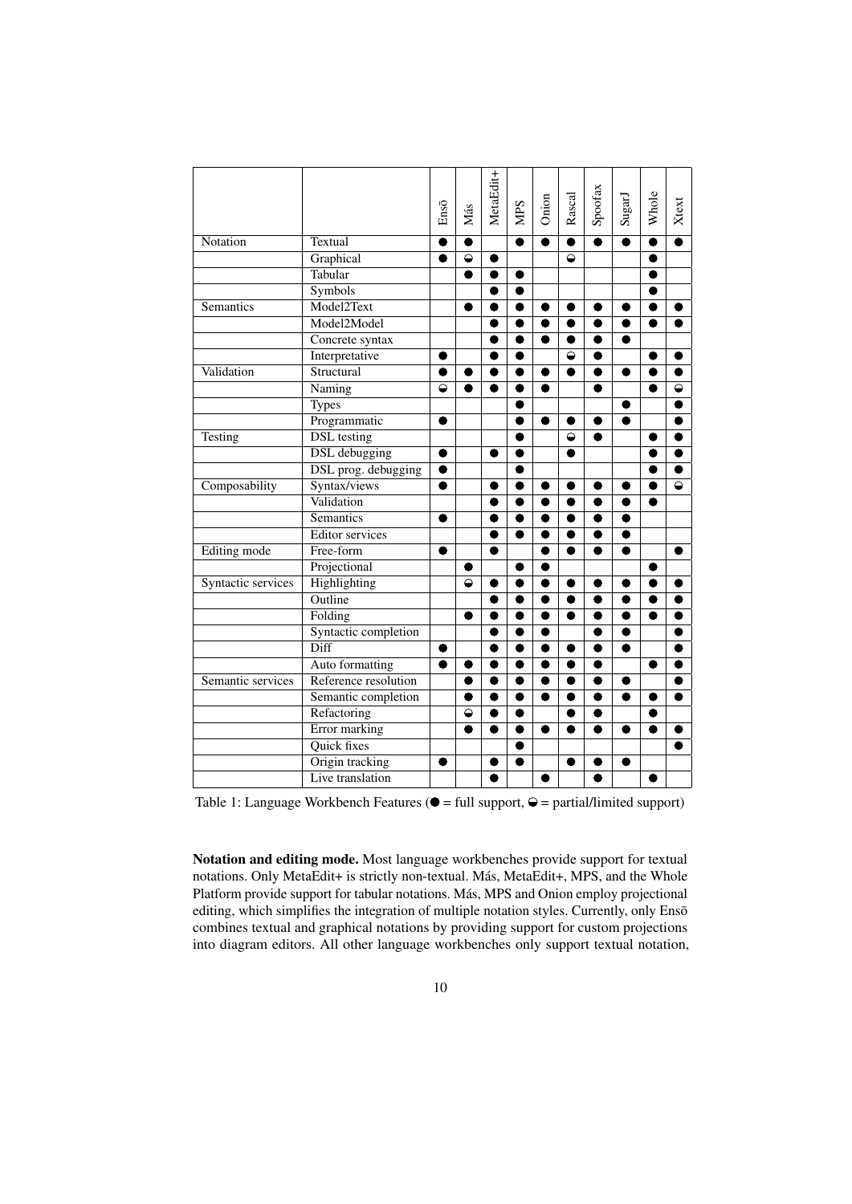| | | Ensō | Más | MetaEdit+ | MPS | Onion | Rascal | Spoofax | SugarJ | Whole | Xtext |
|---|---|---|---|---|---|---|---|---|---|---|---|
| Notation | Textual | ● | ● | | ● | ● | ● | ● | ● | ● | ● |
| | Graphical | ● | ◒ | ● | | | ◒ | | | ● | |
| | Tabular | | ● | ● | ● | | | | | ● | |
| | Symbols | | | ● | ● | | | | | ● | |
| Semantics | Model2Text | | ● | ● | ● | ● | ● | ● | ● | ● | ● |
| | Model2Model | | | ● | ● | ● | ● | ● | ● | ● | ● |
| | Concrete syntax | | | ● | ● | ● | ● | ● | ● | | |
| | Interpretative | ● | | ● | ● | | ◒ | ● | | ● | ● |
| Validation | Structural | ● | ● | ● | ● | ● | ● | ● | ● | ● | ● |
| | Naming | ◒ | ● | ● | ● | ● | | ● | | ● | ◒ |
| | Types | | | | ● | | | | ● | | ● |
| | Programmatic | ● | | | ● | ● | ● | ● | ● | | ● |
| Testing | DSL testing | | | | ● | | ◒ | ● | | ● | ● |
| | DSL debugging | ● | | ● | ● | | ● | | | ● | ● |
| | DSL prog. debugging | ● | | | ● | | | | | ● | ● |
| Composability | Syntax/views | ● | | ● | ● | ● | ● | ● | ● | ● | ◒ |
| | Validation | | | ● | ● | ● | ● | ● | ● | ● | |
| | Semantics | ● | | ● | ● | ● | ● | ● | ● | | |
| | Editor services | | | ● | ● | ● | ● | ● | ● | | |
| Editing mode | Free-form | ● | | ● | | ● | ● | ● | ● | | ● |
| | Projectional | | ● | | ● | ● | | | | ● | |
| Syntactic services | Highlighting | | ◒ | ● | ● | ● | ● | ● | ● | ● | ● |
| | Outline | | | ● | ● | ● | ● | ● | ● | ● | ● |
| | Folding | | ● | ● | ● | ● | ● | ● | ● | ● | ● |
| | Syntactic completion | | | ● | ● | ● | | ● | ● | | ● |
| | Diff | ● | | ● | ● | ● | ● | ● | ● | | ● |
| | Auto formatting | ● | ● | ● | ● | ● | ● | ● | | ● | ● |
| Semantic services | Reference resolution | | ● | ● | ● | ● | ● | ● | ● | | ● |
| | Semantic completion | | ● | ● | ● | ● | ● | ● | ● | ● | ● |
| | Refactoring | | ◒ | ● | ● | | ● | ● | | ● | |
| | Error marking | | ● | ● | ● | ● | ● | ● | ● | ● | ● |
| | Quick fixes | | | | ● | | | | | | ● |
| | Origin tracking | ● | | ● | ● | | ● | ● | ● | | |
| | Live translation | | | ● | | ● | | ● | | ● | |

Table 1: Language Workbench Features (● = full support, ◒ = partial/limited support)

**Notation and editing mode.** Most language workbenches provide support for textual notations. Only MetaEdit+ is strictly non-textual. Más, MetaEdit+, MPS, and the Whole Platform provide support for tabular notations. Más, MPS and Onion employ projectional editing, which simplifies the integration of multiple notation styles. Currently, only Ensō combines textual and graphical notations by providing support for custom projections into diagram editors. All other language workbenches only support textual notation,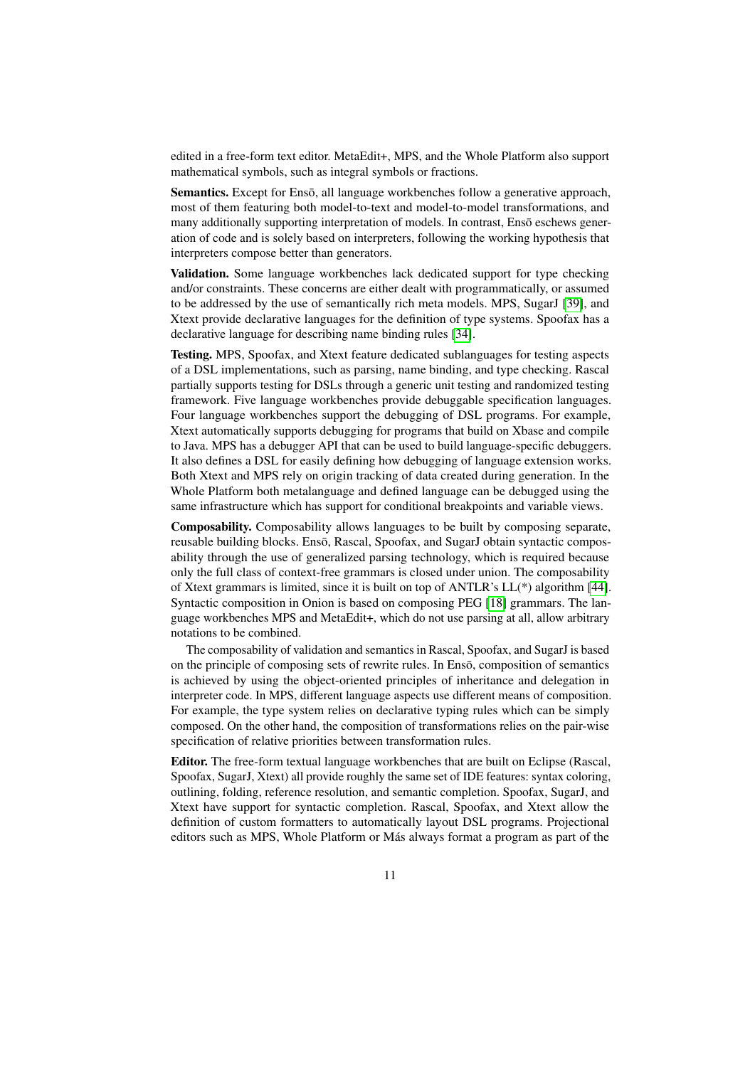edited in a free-form text editor. MetaEdit+, MPS, and the Whole Platform also support mathematical symbols, such as integral symbols or fractions.

**Semantics.** Except for Ensō, all language workbenches follow a generative approach, most of them featuring both model-to-text and model-to-model transformations, and many additionally supporting interpretation of models. In contrast, Ensō eschews generation of code and is solely based on interpreters, following the working hypothesis that interpreters compose better than generators.

**Validation.** Some language workbenches lack dedicated support for type checking and/or constraints. These concerns are either dealt with programmatically, or assumed to be addressed by the use of semantically rich meta models. MPS, SugarJ [39], and Xtext provide declarative languages for the definition of type systems. Spoofax has a declarative language for describing name binding rules [34].

**Testing.** MPS, Spoofax, and Xtext feature dedicated sublanguages for testing aspects of a DSL implementations, such as parsing, name binding, and type checking. Rascal partially supports testing for DSLs through a generic unit testing and randomized testing framework. Five language workbenches provide debuggable specification languages. Four language workbenches support the debugging of DSL programs. For example, Xtext automatically supports debugging for programs that build on Xbase and compile to Java. MPS has a debugger API that can be used to build language-specific debuggers. It also defines a DSL for easily defining how debugging of language extension works. Both Xtext and MPS rely on origin tracking of data created during generation. In the Whole Platform both metalanguage and defined language can be debugged using the same infrastructure which has support for conditional breakpoints and variable views.

**Composability.** Composability allows languages to be built by composing separate, reusable building blocks. Ensō, Rascal, Spoofax, and SugarJ obtain syntactic composability through the use of generalized parsing technology, which is required because only the full class of context-free grammars is closed under union. The composability of Xtext grammars is limited, since it is built on top of ANTLR's LL(*) algorithm [44]. Syntactic composition in Onion is based on composing PEG [18] grammars. The language workbenches MPS and MetaEdit+, which do not use parsing at all, allow arbitrary notations to be combined.

The composability of validation and semantics in Rascal, Spoofax, and SugarJ is based on the principle of composing sets of rewrite rules. In Ensō, composition of semantics is achieved by using the object-oriented principles of inheritance and delegation in interpreter code. In MPS, different language aspects use different means of composition. For example, the type system relies on declarative typing rules which can be simply composed. On the other hand, the composition of transformations relies on the pair-wise specification of relative priorities between transformation rules.

**Editor.** The free-form textual language workbenches that are built on Eclipse (Rascal, Spoofax, SugarJ, Xtext) all provide roughly the same set of IDE features: syntax coloring, outlining, folding, reference resolution, and semantic completion. Spoofax, SugarJ, and Xtext have support for syntactic completion. Rascal, Spoofax, and Xtext allow the definition of custom formatters to automatically layout DSL programs. Projectional editors such as MPS, Whole Platform or Más always format a program as part of the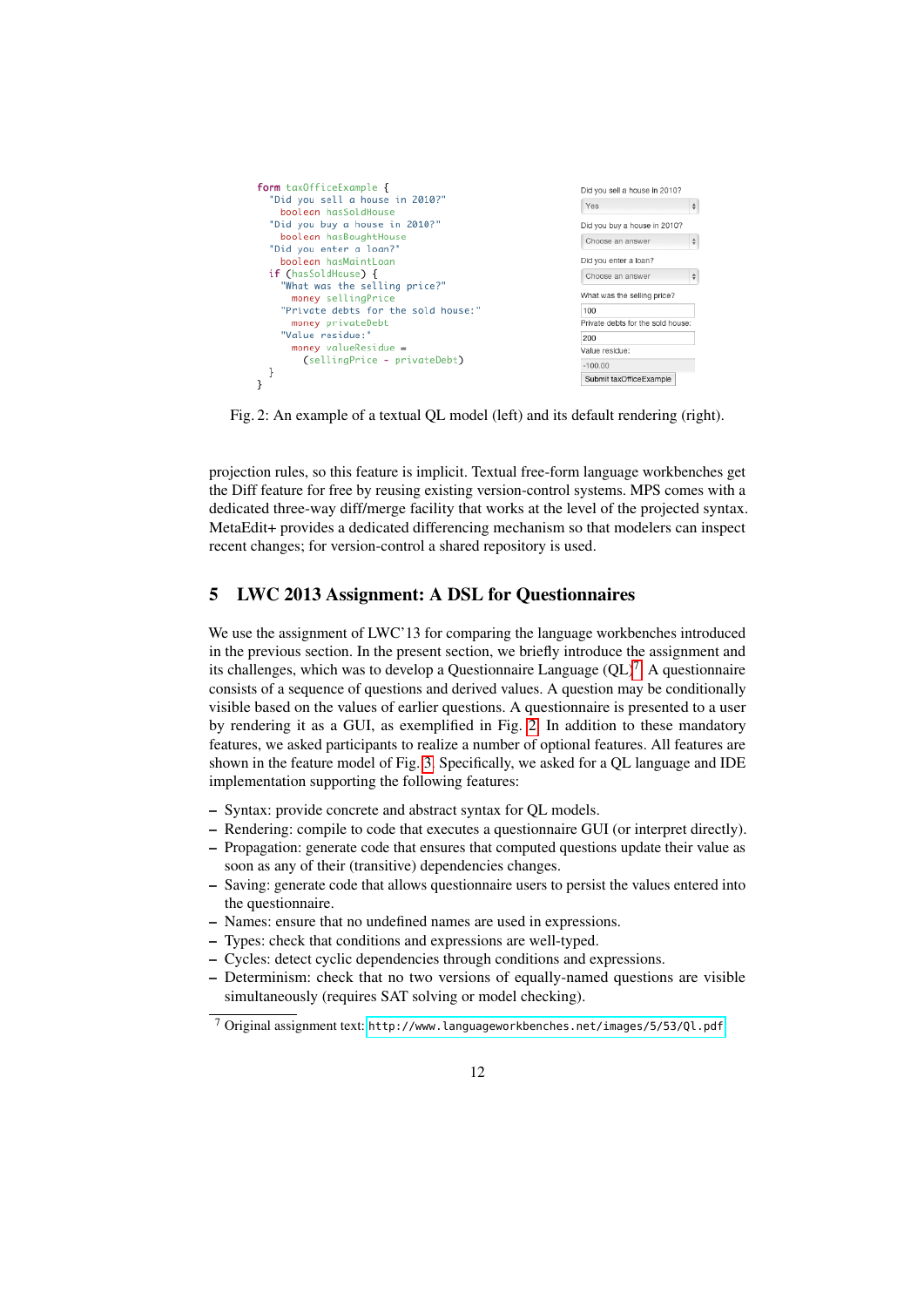```
form taxOfficeExample {
  "Did you sell a house in 2010?"
    boolean hasSoldHouse
  "Did you buy a house in 2010?"
    boolean hasBoughtHouse
  "Did you enter a loan?"
    boolean hasMaintLoan
  if (hasSoldHouse) {
    "What was the selling price?"
      money sellingPrice
    "Private debts for the sold house:"
      money privateDebt
    "Value residue:"
      money valueResidue =
        (sellingPrice - privateDebt)
  }
}
```

Did you sell a house in 2010?
Yes

Did you buy a house in 2010?
Choose an answer

Did you enter a loan?
Choose an answer

What was the selling price?
100

Private debts for the sold house:
200

Value residue:
-100.00

Submit taxOfficeExample

Fig. 2: An example of a textual QL model (left) and its default rendering (right).

projection rules, so this feature is implicit. Textual free-form language workbenches get the Diff feature for free by reusing existing version-control systems. MPS comes with a dedicated three-way diff/merge facility that works at the level of the projected syntax. MetaEdit+ provides a dedicated differencing mechanism so that modelers can inspect recent changes; for version-control a shared repository is used.

## 5 LWC 2013 Assignment: A DSL for Questionnaires

We use the assignment of LWC'13 for comparing the language workbenches introduced in the previous section. In the present section, we briefly introduce the assignment and its challenges, which was to develop a Questionnaire Language (QL)[7]. A questionnaire consists of a sequence of questions and derived values. A question may be conditionally visible based on the values of earlier questions. A questionnaire is presented to a user by rendering it as a GUI, as exemplified in Fig. 2. In addition to these mandatory features, we asked participants to realize a number of optional features. All features are shown in the feature model of Fig. 3. Specifically, we asked for a QL language and IDE implementation supporting the following features:

- Syntax: provide concrete and abstract syntax for QL models.
- Rendering: compile to code that executes a questionnaire GUI (or interpret directly).
- Propagation: generate code that ensures that computed questions update their value as soon as any of their (transitive) dependencies changes.
- Saving: generate code that allows questionnaire users to persist the values entered into the questionnaire.
- Names: ensure that no undefined names are used in expressions.
- Types: check that conditions and expressions are well-typed.
- Cycles: detect cyclic dependencies through conditions and expressions.
- Determinism: check that no two versions of equally-named questions are visible simultaneously (requires SAT solving or model checking).

[7] Original assignment text: http://www.languageworkbenches.net/images/5/53/Ql.pdf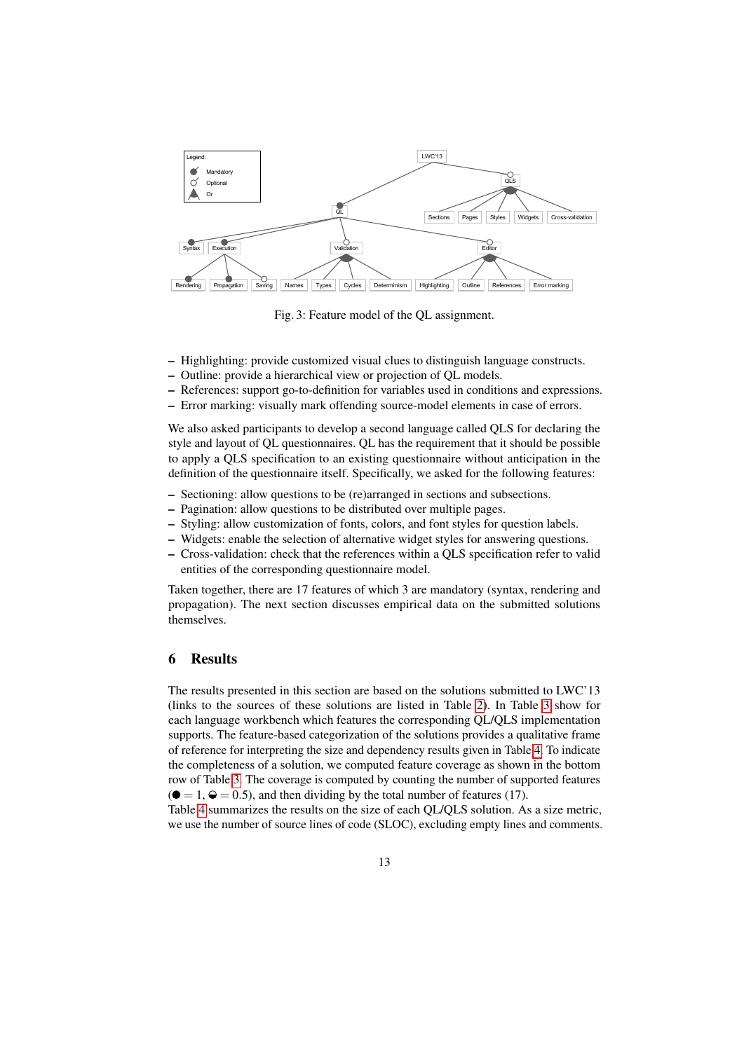Fig. 3: Feature model of the QL assignment.

- Highlighting: provide customized visual clues to distinguish language constructs.
- Outline: provide a hierarchical view or projection of QL models.
- References: support go-to-definition for variables used in conditions and expressions.
- Error marking: visually mark offending source-model elements in case of errors.

We also asked participants to develop a second language called QLS for declaring the style and layout of QL questionnaires. QL has the requirement that it should be possible to apply a QLS specification to an existing questionnaire without anticipation in the definition of the questionnaire itself. Specifically, we asked for the following features:

- Sectioning: allow questions to be (re)arranged in sections and subsections.
- Pagination: allow questions to be distributed over multiple pages.
- Styling: allow customization of fonts, colors, and font styles for question labels.
- Widgets: enable the selection of alternative widget styles for answering questions.
- Cross-validation: check that the references within a QLS specification refer to valid entities of the corresponding questionnaire model.

Taken together, there are 17 features of which 3 are mandatory (syntax, rendering and propagation). The next section discusses empirical data on the submitted solutions themselves.

## 6 Results

The results presented in this section are based on the solutions submitted to LWC'13 (links to the sources of these solutions are listed in Table 2). In Table 3 show for each language workbench which features the corresponding QL/QLS implementation supports. The feature-based categorization of the solutions provides a qualitative frame of reference for interpreting the size and dependency results given in Table 4. To indicate the completeness of a solution, we computed feature coverage as shown in the bottom row of Table 3. The coverage is computed by counting the number of supported features (● = 1, ◒ = 0.5), and then dividing by the total number of features (17).
Table 4 summarizes the results on the size of each QL/QLS solution. As a size metric, we use the number of source lines of code (SLOC), excluding empty lines and comments.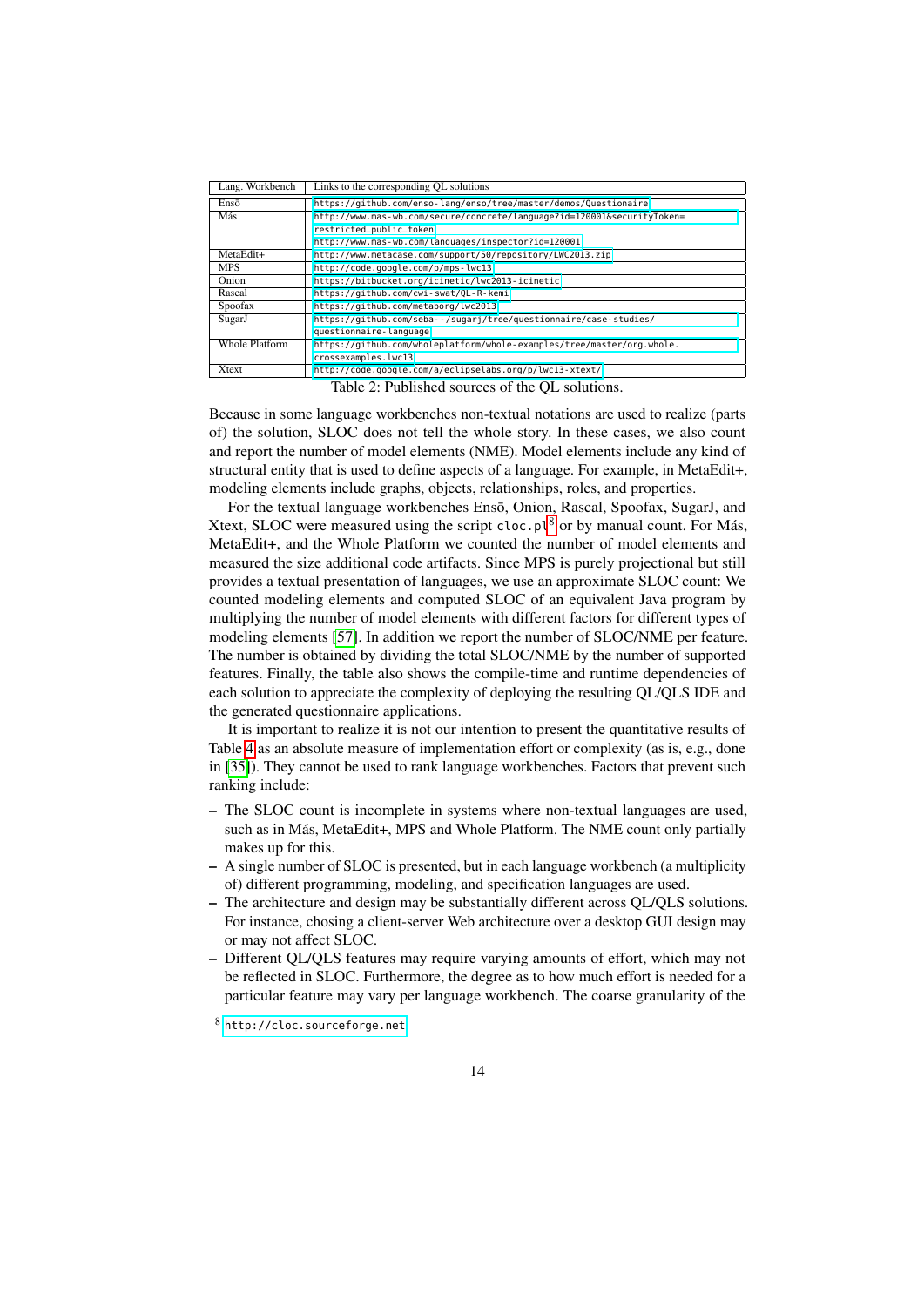| Lang. Workbench | Links to the corresponding QL solutions |
| --- | --- |
| Ensō | https://github.com/enso-lang/enso/tree/master/demos/Questionaire |
| Más | http://www.mas-wb.com/secure/concrete/language?id=120001&securityToken=restricted_public_token<br>http://www.mas-wb.com/languages/inspector?id=120001 |
| MetaEdit+ | http://www.metacase.com/support/50/repository/LWC2013.zip |
| MPS | http://code.google.com/p/mps-lwc13 |
| Onion | https://bitbucket.org/icinetic/lwc2013-icinetic |
| Rascal | https://github.com/cwi-swat/QL-R-kemi |
| Spoofax | https://github.com/metaborg/lwc2013 |
| SugarJ | https://github.com/seba--/sugarj/tree/questionnaire/case-studies/questionnaire-language |
| Whole Platform | https://github.com/wholeplatform/whole-examples/tree/master/org.whole.crossexamples.lwc13 |
| Xtext | http://code.google.com/a/eclipselabs.org/p/lwc13-xtext/ |

Table 2: Published sources of the QL solutions.

Because in some language workbenches non-textual notations are used to realize (parts of) the solution, SLOC does not tell the whole story. In these cases, we also count and report the number of model elements (NME). Model elements include any kind of structural entity that is used to define aspects of a language. For example, in MetaEdit+, modeling elements include graphs, objects, relationships, roles, and properties.

For the textual language workbenches Ensō, Onion, Rascal, Spoofax, SugarJ, and Xtext, SLOC were measured using the script `cloc.pl`[8] or by manual count. For Más, MetaEdit+, and the Whole Platform we counted the number of model elements and measured the size additional code artifacts. Since MPS is purely projectional but still provides a textual presentation of languages, we use an approximate SLOC count: We counted modeling elements and computed SLOC of an equivalent Java program by multiplying the number of model elements with different factors for different types of modeling elements [57]. In addition we report the number of SLOC/NME per feature. The number is obtained by dividing the total SLOC/NME by the number of supported features. Finally, the table also shows the compile-time and runtime dependencies of each solution to appreciate the complexity of deploying the resulting QL/QLS IDE and the generated questionnaire applications.

It is important to realize it is not our intention to present the quantitative results of Table 4 as an absolute measure of implementation effort or complexity (as is, e.g., done in [35]). They cannot be used to rank language workbenches. Factors that prevent such ranking include:

- The SLOC count is incomplete in systems where non-textual languages are used, such as in Más, MetaEdit+, MPS and Whole Platform. The NME count only partially makes up for this.
- A single number of SLOC is presented, but in each language workbench (a multiplicity of) different programming, modeling, and specification languages are used.
- The architecture and design may be substantially different across QL/QLS solutions. For instance, chosing a client-server Web architecture over a desktop GUI design may or may not affect SLOC.
- Different QL/QLS features may require varying amounts of effort, which may not be reflected in SLOC. Furthermore, the degree as to how much effort is needed for a particular feature may vary per language workbench. The coarse granularity of the

[8] http://cloc.sourceforge.net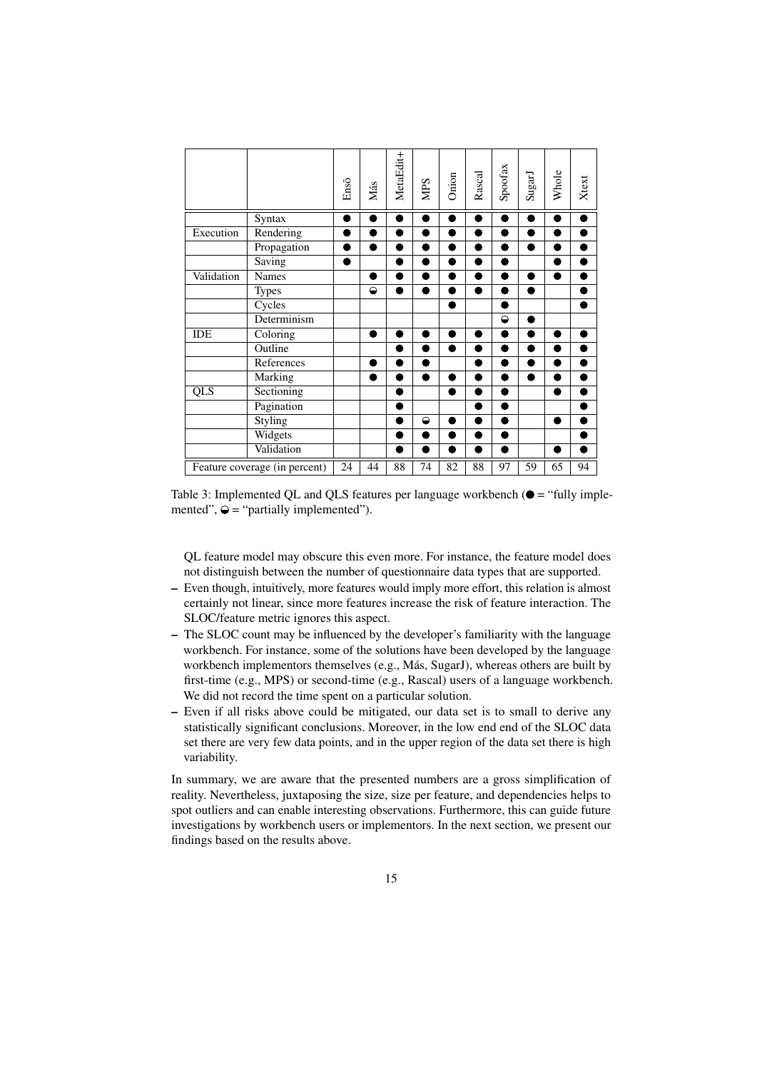| | | Ensō | Más | MetaEdit+ | MPS | Onion | Rascal | Spoofax | SugarJ | Whole | Xtext |
|---|---|---|---|---|---|---|---|---|---|---|---|
| | Syntax | ● | ● | ● | ● | ● | ● | ● | ● | ● | ● |
| Execution | Rendering | ● | ● | ● | ● | ● | ● | ● | ● | ● | ● |
| | Propagation | ● | ● | ● | ● | ● | ● | ● | ● | ● | ● |
| | Saving | ● | | ● | ● | ● | ● | ● | | ● | ● |
| Validation | Names | | ● | ● | ● | ● | ● | ● | ● | ● | ● |
| | Types | | ◒ | ● | ● | ● | ● | ● | ● | | ● |
| | Cycles | | | | | ● | | ● | | | ● |
| | Determinism | | | | | | | ◒ | ● | | |
| IDE | Coloring | | ● | ● | ● | ● | ● | ● | ● | ● | ● |
| | Outline | | | ● | ● | ● | ● | ● | ● | ● | ● |
| | References | | ● | ● | ● | | ● | ● | ● | ● | ● |
| | Marking | | ● | ● | ● | ● | ● | ● | ● | ● | ● |
| QLS | Sectioning | | | ● | | ● | ● | ● | | ● | ● |
| | Pagination | | | ● | | | ● | ● | | | ● |
| | Styling | | | ● | ◒ | ● | ● | ● | | ● | ● |
| | Widgets | | | ● | ● | ● | ● | ● | | | ● |
| | Validation | | | ● | ● | ● | ● | ● | | ● | ● |
| Feature coverage (in percent) | | 24 | 44 | 88 | 74 | 82 | 88 | 97 | 59 | 65 | 94 |

Table 3: Implemented QL and QLS features per language workbench (● = "fully implemented", ◒ = "partially implemented").

QL feature model may obscure this even more. For instance, the feature model does not distinguish between the number of questionnaire data types that are supported.

– Even though, intuitively, more features would imply more effort, this relation is almost certainly not linear, since more features increase the risk of feature interaction. The SLOC/feature metric ignores this aspect.
– The SLOC count may be influenced by the developer's familiarity with the language workbench. For instance, some of the solutions have been developed by the language workbench implementors themselves (e.g., Más, SugarJ), whereas others are built by first-time (e.g., MPS) or second-time (e.g., Rascal) users of a language workbench. We did not record the time spent on a particular solution.
– Even if all risks above could be mitigated, our data set is to small to derive any statistically significant conclusions. Moreover, in the low end end of the SLOC data set there are very few data points, and in the upper region of the data set there is high variability.

In summary, we are aware that the presented numbers are a gross simplification of reality. Nevertheless, juxtaposing the size, size per feature, and dependencies helps to spot outliers and can enable interesting observations. Furthermore, this can guide future investigations by workbench users or implementors. In the next section, we present our findings based on the results above.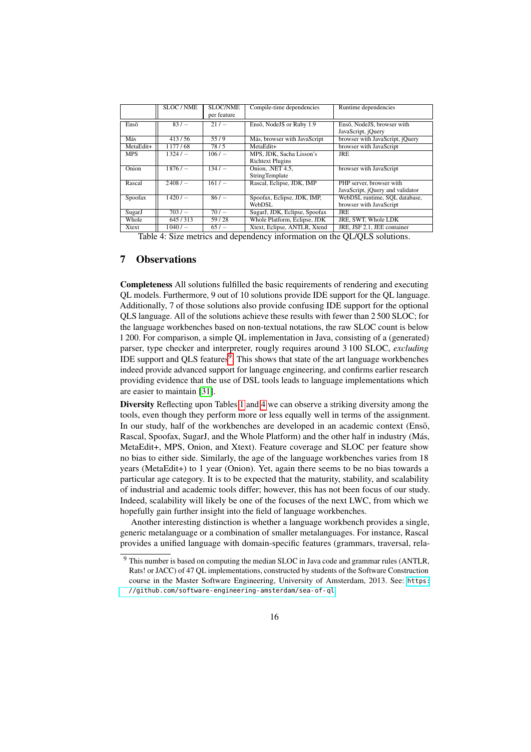| | SLOC / NME | SLOC/NME per feature | Compile-time dependencies | Runtime dependencies |
|---|---|---|---|---|
| Ensō | 83 / – | 21 / – | Ensō, NodeJS or Ruby 1.9 | Ensō, NodeJS, browser with JavaScript, jQuery |
| Más | 413 / 56 | 55 / 9 | Más, browser with JavaScript | browser with JavaScript, jQuery |
| MetaEdit+ | 1177 / 68 | 78 / 5 | MetaEdit+ | browser with JavaScript |
| MPS | 1324 / – | 106 / – | MPS, JDK, Sacha Lisson's Richtext Plugins | JRE |
| Onion | 1876 / – | 134 / – | Onion, .NET 4.5, StringTemplate | browser with JavaScript |
| Rascal | 2408 / – | 161 / – | Rascal, Eclipse, JDK, IMP | PHP server, browser with JavaScript, jQuery and validator |
| Spoofax | 1420 / – | 86 / – | Spoofax, Eclipse, JDK, IMP, WebDSL | WebDSL runtime, SQL database, browser with JavaScript |
| SugarJ | 703 / – | 70 / – | SugarJ, JDK, Eclipse, Spoofax | JRE |
| Whole | 645 / 313 | 59 / 28 | Whole Platform, Eclipse, JDK | JRE, SWT, Whole LDK |
| Xtext | 1040 / – | 65 / – | Xtext, Eclipse, ANTLR, Xtend | JRE, JSF 2.1, JEE container |

Table 4: Size metrics and dependency information on the QL/QLS solutions.

## 7 Observations

**Completeness** All solutions fulfilled the basic requirements of rendering and executing QL models. Furthermore, 9 out of 10 solutions provide IDE support for the QL language. Additionally, 7 of those solutions also provide confusing IDE support for the optional QLS language. All of the solutions achieve these results with fewer than 2 500 SLOC; for the language workbenches based on non-textual notations, the raw SLOC count is below 1 200. For comparison, a simple QL implementation in Java, consisting of a (generated) parser, type checker and interpreter, rougly requires around 3 100 SLOC, *excluding* IDE support and QLS features[9]. This shows that state of the art language workbenches indeed provide advanced support for language engineering, and confirms earlier research providing evidence that the use of DSL tools leads to language implementations which are easier to maintain [31].

**Diversity** Reflecting upon Tables 1 and 4 we can observe a striking diversity among the tools, even though they perform more or less equally well in terms of the assignment. In our study, half of the workbenches are developed in an academic context (Ensō, Rascal, Spoofax, SugarJ, and the Whole Platform) and the other half in industry (Más, MetaEdit+, MPS, Onion, and Xtext). Feature coverage and SLOC per feature show no bias to either side. Similarly, the age of the language workbenches varies from 18 years (MetaEdit+) to 1 year (Onion). Yet, again there seems to be no bias towards a particular age category. It is to be expected that the maturity, stability, and scalability of industrial and academic tools differ; however, this has not been focus of our study. Indeed, scalability will likely be one of the focuses of the next LWC, from which we hopefully gain further insight into the field of language workbenches.

Another interesting distinction is whether a language workbench provides a single, generic metalanguage or a combination of smaller metalanguages. For instance, Rascal provides a unified language with domain-specific features (grammars, traversal, rela-

[9] This number is based on computing the median SLOC in Java code and grammar rules (ANTLR, Rats! or JACC) of 47 QL implementations, constructed by students of the Software Construction course in the Master Software Engineering, University of Amsterdam, 2013. See: https://github.com/software-engineering-amsterdam/sea-of-ql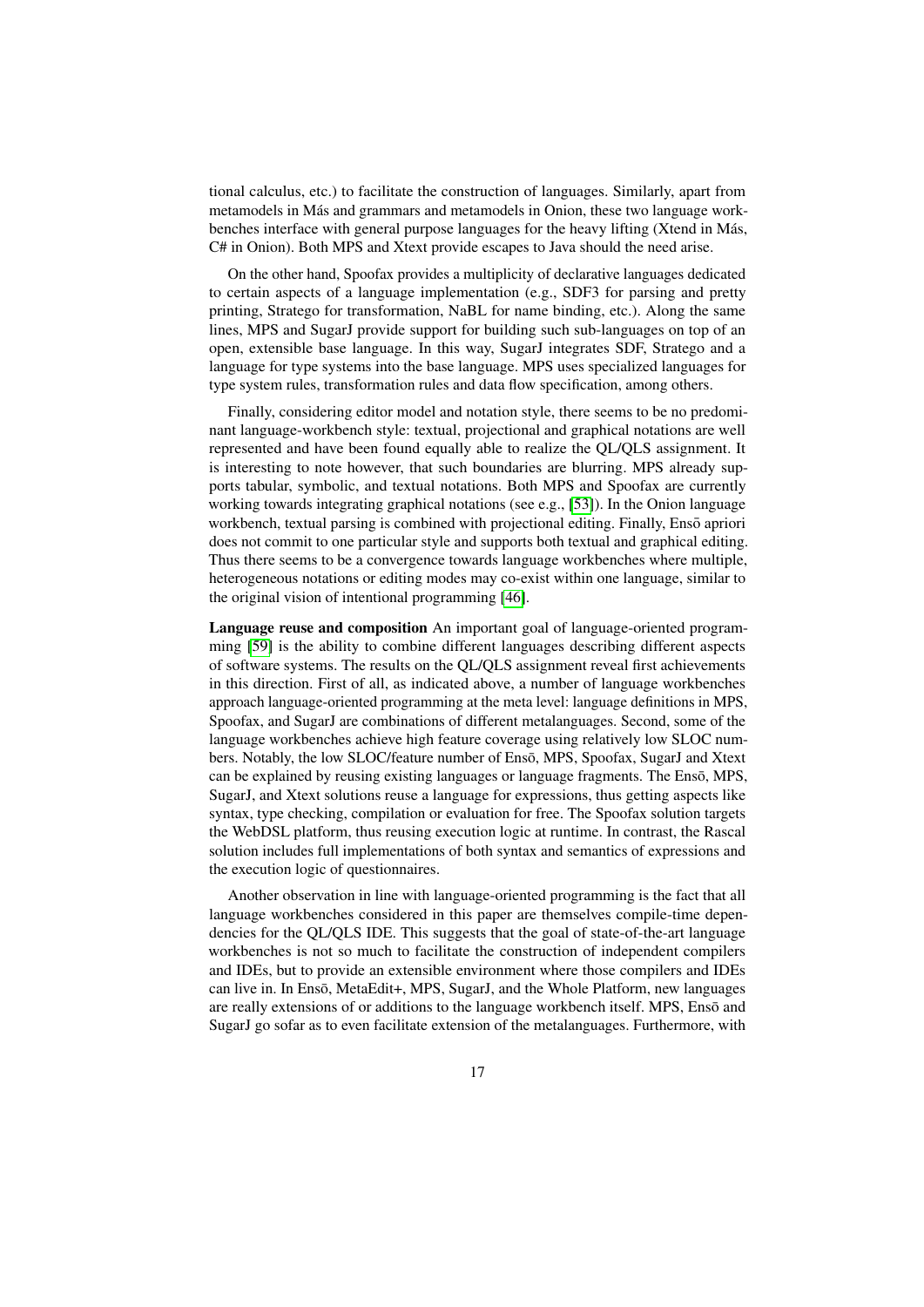tional calculus, etc.) to facilitate the construction of languages. Similarly, apart from metamodels in Más and grammars and metamodels in Onion, these two language workbenches interface with general purpose languages for the heavy lifting (Xtend in Más, C# in Onion). Both MPS and Xtext provide escapes to Java should the need arise.

On the other hand, Spoofax provides a multiplicity of declarative languages dedicated to certain aspects of a language implementation (e.g., SDF3 for parsing and pretty printing, Stratego for transformation, NaBL for name binding, etc.). Along the same lines, MPS and SugarJ provide support for building such sub-languages on top of an open, extensible base language. In this way, SugarJ integrates SDF, Stratego and a language for type systems into the base language. MPS uses specialized languages for type system rules, transformation rules and data flow specification, among others.

Finally, considering editor model and notation style, there seems to be no predominant language-workbench style: textual, projectional and graphical notations are well represented and have been found equally able to realize the QL/QLS assignment. It is interesting to note however, that such boundaries are blurring. MPS already supports tabular, symbolic, and textual notations. Both MPS and Spoofax are currently working towards integrating graphical notations (see e.g., [53]). In the Onion language workbench, textual parsing is combined with projectional editing. Finally, Ensō apriori does not commit to one particular style and supports both textual and graphical editing. Thus there seems to be a convergence towards language workbenches where multiple, heterogeneous notations or editing modes may co-exist within one language, similar to the original vision of intentional programming [46].

**Language reuse and composition** An important goal of language-oriented programming [59] is the ability to combine different languages describing different aspects of software systems. The results on the QL/QLS assignment reveal first achievements in this direction. First of all, as indicated above, a number of language workbenches approach language-oriented programming at the meta level: language definitions in MPS, Spoofax, and SugarJ are combinations of different metalanguages. Second, some of the language workbenches achieve high feature coverage using relatively low SLOC numbers. Notably, the low SLOC/feature number of Ensō, MPS, Spoofax, SugarJ and Xtext can be explained by reusing existing languages or language fragments. The Ensō, MPS, SugarJ, and Xtext solutions reuse a language for expressions, thus getting aspects like syntax, type checking, compilation or evaluation for free. The Spoofax solution targets the WebDSL platform, thus reusing execution logic at runtime. In contrast, the Rascal solution includes full implementations of both syntax and semantics of expressions and the execution logic of questionnaires.

Another observation in line with language-oriented programming is the fact that all language workbenches considered in this paper are themselves compile-time dependencies for the QL/QLS IDE. This suggests that the goal of state-of-the-art language workbenches is not so much to facilitate the construction of independent compilers and IDEs, but to provide an extensible environment where those compilers and IDEs can live in. In Ensō, MetaEdit+, MPS, SugarJ, and the Whole Platform, new languages are really extensions of or additions to the language workbench itself. MPS, Ensō and SugarJ go sofar as to even facilitate extension of the metalanguages. Furthermore, with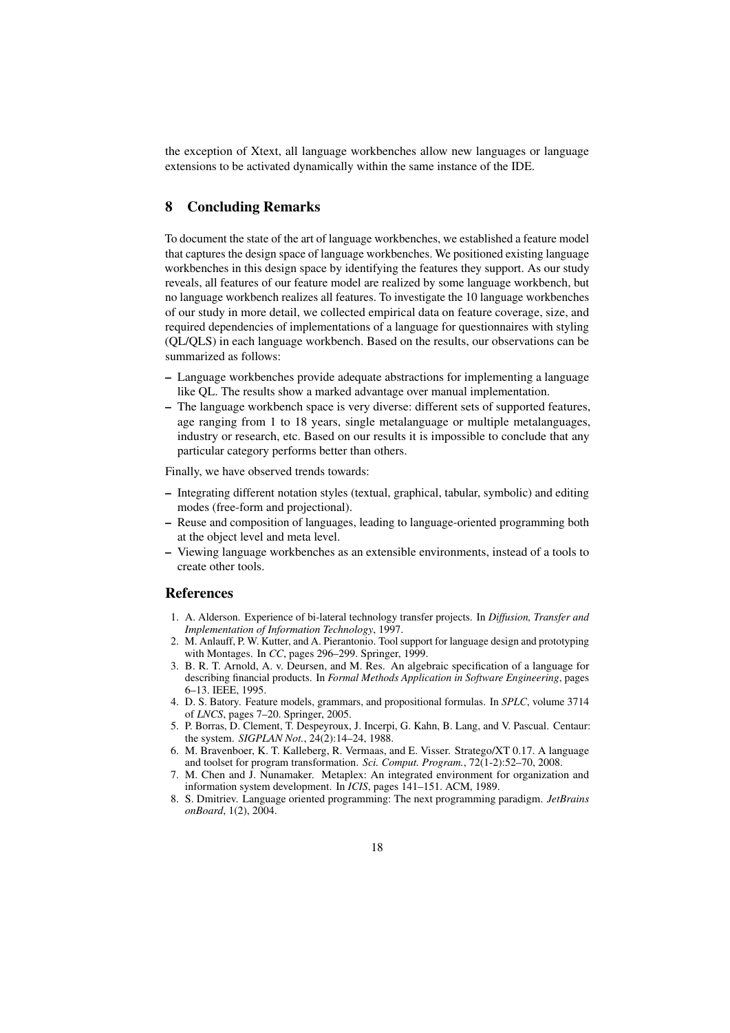the exception of Xtext, all language workbenches allow new languages or language extensions to be activated dynamically within the same instance of the IDE.

## 8 Concluding Remarks

To document the state of the art of language workbenches, we established a feature model that captures the design space of language workbenches. We positioned existing language workbenches in this design space by identifying the features they support. As our study reveals, all features of our feature model are realized by some language workbench, but no language workbench realizes all features. To investigate the 10 language workbenches of our study in more detail, we collected empirical data on feature coverage, size, and required dependencies of implementations of a language for questionnaires with styling (QL/QLS) in each language workbench. Based on the results, our observations can be summarized as follows:

- Language workbenches provide adequate abstractions for implementing a language like QL. The results show a marked advantage over manual implementation.
- The language workbench space is very diverse: different sets of supported features, age ranging from 1 to 18 years, single metalanguage or multiple metalanguages, industry or research, etc. Based on our results it is impossible to conclude that any particular category performs better than others.

Finally, we have observed trends towards:

- Integrating different notation styles (textual, graphical, tabular, symbolic) and editing modes (free-form and projectional).
- Reuse and composition of languages, leading to language-oriented programming both at the object level and meta level.
- Viewing language workbenches as an extensible environments, instead of a tools to create other tools.

## References

1. A. Alderson. Experience of bi-lateral technology transfer projects. In *Diffusion, Transfer and Implementation of Information Technology*, 1997.
2. M. Anlauff, P. W. Kutter, and A. Pierantonio. Tool support for language design and prototyping with Montages. In *CC*, pages 296–299. Springer, 1999.
3. B. R. T. Arnold, A. v. Deursen, and M. Res. An algebraic specification of a language for describing financial products. In *Formal Methods Application in Software Engineering*, pages 6–13. IEEE, 1995.
4. D. S. Batory. Feature models, grammars, and propositional formulas. In *SPLC*, volume 3714 of *LNCS*, pages 7–20. Springer, 2005.
5. P. Borras, D. Clement, T. Despeyroux, J. Incerpi, G. Kahn, B. Lang, and V. Pascual. Centaur: the system. *SIGPLAN Not.*, 24(2):14–24, 1988.
6. M. Bravenboer, K. T. Kalleberg, R. Vermaas, and E. Visser. Stratego/XT 0.17. A language and toolset for program transformation. *Sci. Comput. Program.*, 72(1-2):52–70, 2008.
7. M. Chen and J. Nunamaker. Metaplex: An integrated environment for organization and information system development. In *ICIS*, pages 141–151. ACM, 1989.
8. S. Dmitriev. Language oriented programming: The next programming paradigm. *JetBrains onBoard*, 1(2), 2004.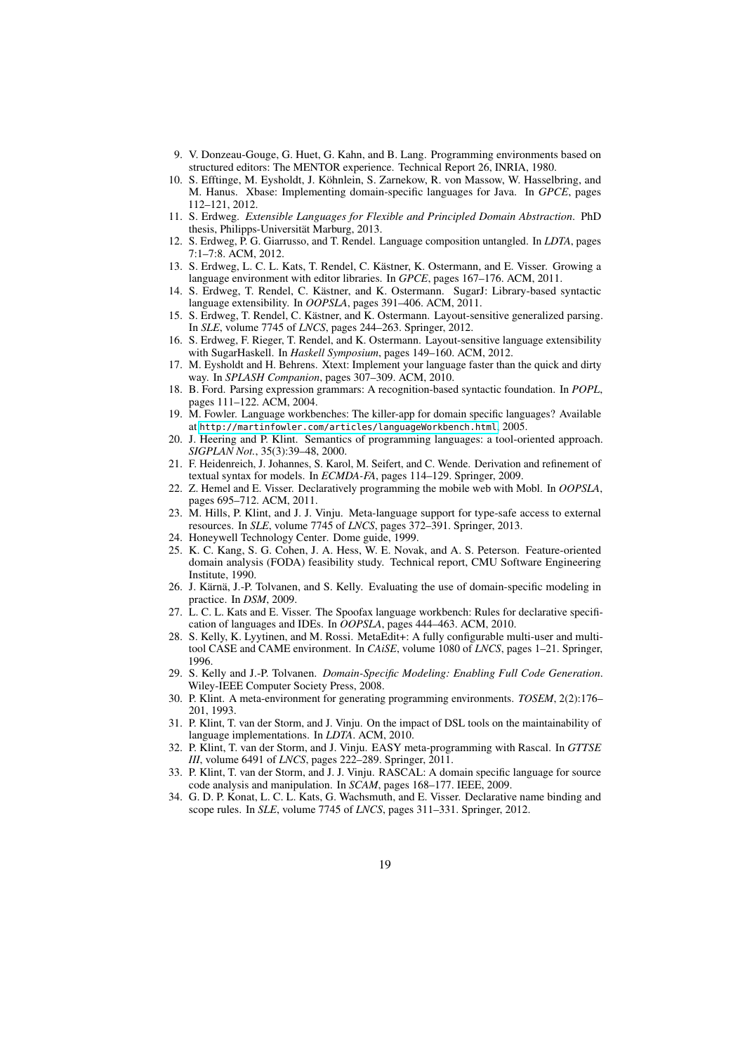9. V. Donzeau-Gouge, G. Huet, G. Kahn, and B. Lang. Programming environments based on structured editors: The MENTOR experience. Technical Report 26, INRIA, 1980.
10. S. Efftinge, M. Eysholdt, J. Köhnlein, S. Zarnekow, R. von Massow, W. Hasselbring, and M. Hanus. Xbase: Implementing domain-specific languages for Java. In *GPCE*, pages 112–121, 2012.
11. S. Erdweg. *Extensible Languages for Flexible and Principled Domain Abstraction*. PhD thesis, Philipps-Universität Marburg, 2013.
12. S. Erdweg, P. G. Giarrusso, and T. Rendel. Language composition untangled. In *LDTA*, pages 7:1–7:8. ACM, 2012.
13. S. Erdweg, L. C. L. Kats, T. Rendel, C. Kästner, K. Ostermann, and E. Visser. Growing a language environment with editor libraries. In *GPCE*, pages 167–176. ACM, 2011.
14. S. Erdweg, T. Rendel, C. Kästner, and K. Ostermann. SugarJ: Library-based syntactic language extensibility. In *OOPSLA*, pages 391–406. ACM, 2011.
15. S. Erdweg, T. Rendel, C. Kästner, and K. Ostermann. Layout-sensitive generalized parsing. In *SLE*, volume 7745 of *LNCS*, pages 244–263. Springer, 2012.
16. S. Erdweg, F. Rieger, T. Rendel, and K. Ostermann. Layout-sensitive language extensibility with SugarHaskell. In *Haskell Symposium*, pages 149–160. ACM, 2012.
17. M. Eysholdt and H. Behrens. Xtext: Implement your language faster than the quick and dirty way. In *SPLASH Companion*, pages 307–309. ACM, 2010.
18. B. Ford. Parsing expression grammars: A recognition-based syntactic foundation. In *POPL*, pages 111–122. ACM, 2004.
19. M. Fowler. Language workbenches: The killer-app for domain specific languages? Available at `http://martinfowler.com/articles/languageWorkbench.html`, 2005.
20. J. Heering and P. Klint. Semantics of programming languages: a tool-oriented approach. *SIGPLAN Not.*, 35(3):39–48, 2000.
21. F. Heidenreich, J. Johannes, S. Karol, M. Seifert, and C. Wende. Derivation and refinement of textual syntax for models. In *ECMDA-FA*, pages 114–129. Springer, 2009.
22. Z. Hemel and E. Visser. Declaratively programming the mobile web with Mobl. In *OOPSLA*, pages 695–712. ACM, 2011.
23. M. Hills, P. Klint, and J. J. Vinju. Meta-language support for type-safe access to external resources. In *SLE*, volume 7745 of *LNCS*, pages 372–391. Springer, 2013.
24. Honeywell Technology Center. Dome guide, 1999.
25. K. C. Kang, S. G. Cohen, J. A. Hess, W. E. Novak, and A. S. Peterson. Feature-oriented domain analysis (FODA) feasibility study. Technical report, CMU Software Engineering Institute, 1990.
26. J. Kärnä, J.-P. Tolvanen, and S. Kelly. Evaluating the use of domain-specific modeling in practice. In *DSM*, 2009.
27. L. C. L. Kats and E. Visser. The Spoofax language workbench: Rules for declarative specification of languages and IDEs. In *OOPSLA*, pages 444–463. ACM, 2010.
28. S. Kelly, K. Lyytinen, and M. Rossi. MetaEdit+: A fully configurable multi-user and multi-tool CASE and CAME environment. In *CAiSE*, volume 1080 of *LNCS*, pages 1–21. Springer, 1996.
29. S. Kelly and J.-P. Tolvanen. *Domain-Specific Modeling: Enabling Full Code Generation*. Wiley-IEEE Computer Society Press, 2008.
30. P. Klint. A meta-environment for generating programming environments. *TOSEM*, 2(2):176–201, 1993.
31. P. Klint, T. van der Storm, and J. Vinju. On the impact of DSL tools on the maintainability of language implementations. In *LDTA*. ACM, 2010.
32. P. Klint, T. van der Storm, and J. Vinju. EASY meta-programming with Rascal. In *GTTSE III*, volume 6491 of *LNCS*, pages 222–289. Springer, 2011.
33. P. Klint, T. van der Storm, and J. J. Vinju. RASCAL: A domain specific language for source code analysis and manipulation. In *SCAM*, pages 168–177. IEEE, 2009.
34. G. D. P. Konat, L. C. L. Kats, G. Wachsmuth, and E. Visser. Declarative name binding and scope rules. In *SLE*, volume 7745 of *LNCS*, pages 311–331. Springer, 2012.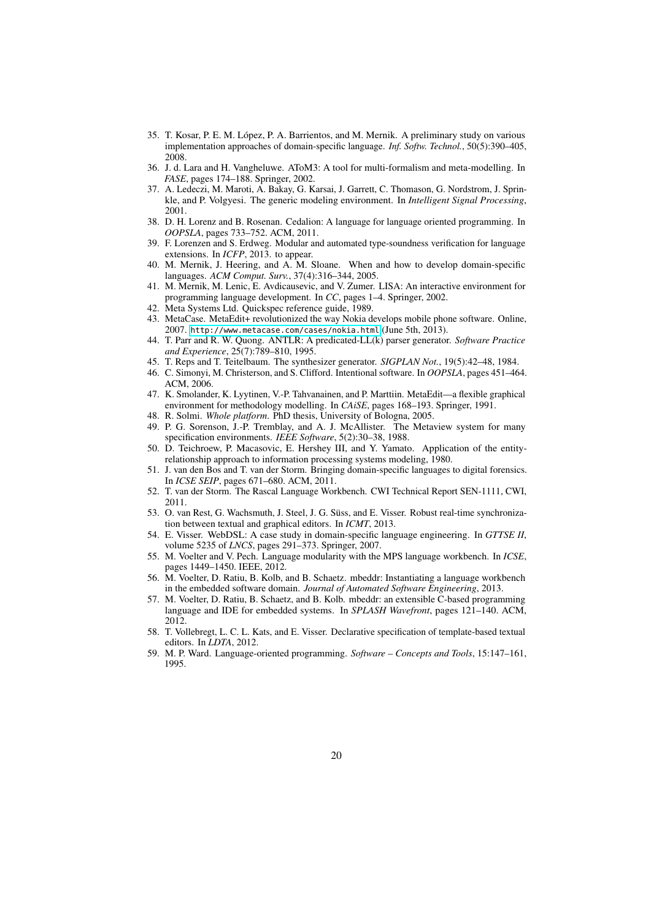35. T. Kosar, P. E. M. López, P. A. Barrientos, and M. Mernik. A preliminary study on various implementation approaches of domain-specific language. *Inf. Softw. Technol.*, 50(5):390–405, 2008.
36. J. d. Lara and H. Vangheluwe. AToM3: A tool for multi-formalism and meta-modelling. In *FASE*, pages 174–188. Springer, 2002.
37. A. Ledeczi, M. Maroti, A. Bakay, G. Karsai, J. Garrett, C. Thomason, G. Nordstrom, J. Sprinkle, and P. Volgyesi. The generic modeling environment. In *Intelligent Signal Processing*, 2001.
38. D. H. Lorenz and B. Rosenan. Cedalion: A language for language oriented programming. In *OOPSLA*, pages 733–752. ACM, 2011.
39. F. Lorenzen and S. Erdweg. Modular and automated type-soundness verification for language extensions. In *ICFP*, 2013. to appear.
40. M. Mernik, J. Heering, and A. M. Sloane. When and how to develop domain-specific languages. *ACM Comput. Surv.*, 37(4):316–344, 2005.
41. M. Mernik, M. Lenic, E. Avdicausevic, and V. Zumer. LISA: An interactive environment for programming language development. In *CC*, pages 1–4. Springer, 2002.
42. Meta Systems Ltd. Quickspec reference guide, 1989.
43. MetaCase. MetaEdit+ revolutionized the way Nokia develops mobile phone software. Online, 2007. `http://www.metacase.com/cases/nokia.html` (June 5th, 2013).
44. T. Parr and R. W. Quong. ANTLR: A predicated-LL(k) parser generator. *Software Practice and Experience*, 25(7):789–810, 1995.
45. T. Reps and T. Teitelbaum. The synthesizer generator. *SIGPLAN Not.*, 19(5):42–48, 1984.
46. C. Simonyi, M. Christerson, and S. Clifford. Intentional software. In *OOPSLA*, pages 451–464. ACM, 2006.
47. K. Smolander, K. Lyytinen, V.-P. Tahvanainen, and P. Marttiin. MetaEdit—a flexible graphical environment for methodology modelling. In *CAiSE*, pages 168–193. Springer, 1991.
48. R. Solmi. *Whole platform*. PhD thesis, University of Bologna, 2005.
49. P. G. Sorenson, J.-P. Tremblay, and A. J. McAllister. The Metaview system for many specification environments. *IEEE Software*, 5(2):30–38, 1988.
50. D. Teichroew, P. Macasovic, E. Hershey III, and Y. Yamato. Application of the entity-relationship approach to information processing systems modeling, 1980.
51. J. van den Bos and T. van der Storm. Bringing domain-specific languages to digital forensics. In *ICSE SEIP*, pages 671–680. ACM, 2011.
52. T. van der Storm. The Rascal Language Workbench. CWI Technical Report SEN-1111, CWI, 2011.
53. O. van Rest, G. Wachsmuth, J. Steel, J. G. Süss, and E. Visser. Robust real-time synchronization between textual and graphical editors. In *ICMT*, 2013.
54. E. Visser. WebDSL: A case study in domain-specific language engineering. In *GTTSE II*, volume 5235 of *LNCS*, pages 291–373. Springer, 2007.
55. M. Voelter and V. Pech. Language modularity with the MPS language workbench. In *ICSE*, pages 1449–1450. IEEE, 2012.
56. M. Voelter, D. Ratiu, B. Kolb, and B. Schaetz. mbeddr: Instantiating a language workbench in the embedded software domain. *Journal of Automated Software Engineering*, 2013.
57. M. Voelter, D. Ratiu, B. Schaetz, and B. Kolb. mbeddr: an extensible C-based programming language and IDE for embedded systems. In *SPLASH Wavefront*, pages 121–140. ACM, 2012.
58. T. Vollebregt, L. C. L. Kats, and E. Visser. Declarative specification of template-based textual editors. In *LDTA*, 2012.
59. M. P. Ward. Language-oriented programming. *Software – Concepts and Tools*, 15:147–161, 1995.